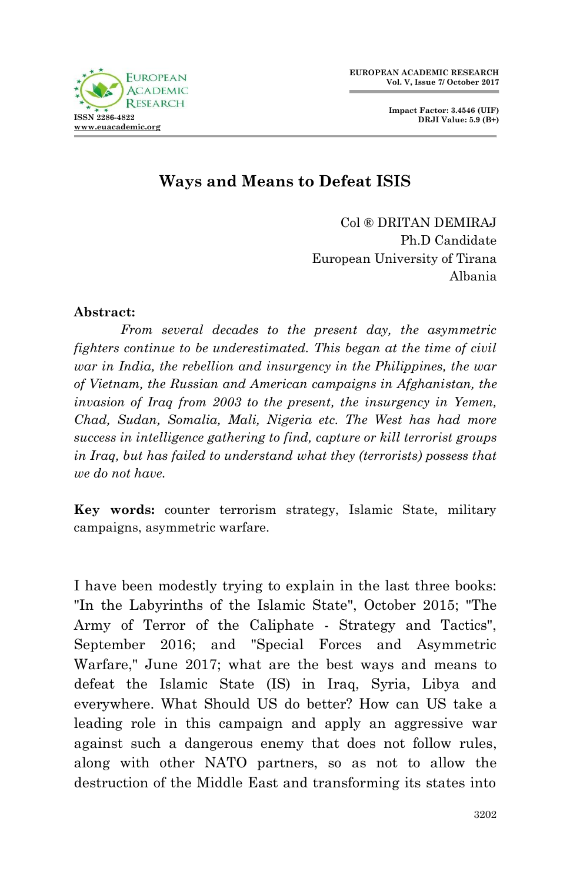# Ways and Means to Defeat ISIS

Col ® DRITAN DEMIRAJ
Ph.D Candidate
European University of Tirana
Albania

**Abstract:**

*From several decades to the present day, the asymmetric fighters continue to be underestimated. This began at the time of civil war in India, the rebellion and insurgency in the Philippines, the war of Vietnam, the Russian and American campaigns in Afghanistan, the invasion of Iraq from 2003 to the present, the insurgency in Yemen, Chad, Sudan, Somalia, Mali, Nigeria etc. The West has had more success in intelligence gathering to find, capture or kill terrorist groups in Iraq, but has failed to understand what they (terrorists) possess that we do not have.*

**Key words:** counter terrorism strategy, Islamic State, military campaigns, asymmetric warfare.

I have been modestly trying to explain in the last three books: "In the Labyrinths of the Islamic State", October 2015; "The Army of Terror of the Caliphate - Strategy and Tactics", September 2016; and "Special Forces and Asymmetric Warfare," June 2017; what are the best ways and means to defeat the Islamic State (IS) in Iraq, Syria, Libya and everywhere. What Should US do better? How can US take a leading role in this campaign and apply an aggressive war against such a dangerous enemy that does not follow rules, along with other NATO partners, so as not to allow the destruction of the Middle East and transforming its states into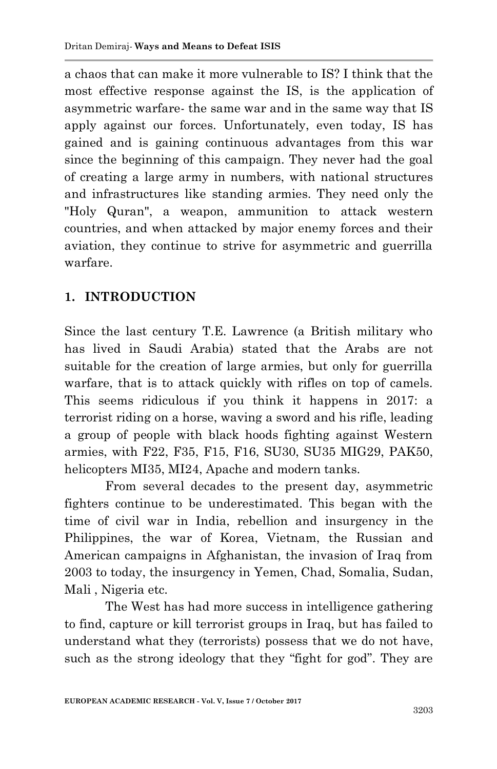a chaos that can make it more vulnerable to IS? I think that the most effective response against the IS, is the application of asymmetric warfare- the same war and in the same way that IS apply against our forces. Unfortunately, even today, IS has gained and is gaining continuous advantages from this war since the beginning of this campaign. They never had the goal of creating a large army in numbers, with national structures and infrastructures like standing armies. They need only the "Holy Quran", a weapon, ammunition to attack western countries, and when attacked by major enemy forces and their aviation, they continue to strive for asymmetric and guerrilla warfare.

## 1. INTRODUCTION

Since the last century T.E. Lawrence (a British military who has lived in Saudi Arabia) stated that the Arabs are not suitable for the creation of large armies, but only for guerrilla warfare, that is to attack quickly with rifles on top of camels. This seems ridiculous if you think it happens in 2017: a terrorist riding on a horse, waving a sword and his rifle, leading a group of people with black hoods fighting against Western armies, with F22, F35, F15, F16, SU30, SU35 MIG29, PAK50, helicopters MI35, MI24, Apache and modern tanks.

From several decades to the present day, asymmetric fighters continue to be underestimated. This began with the time of civil war in India, rebellion and insurgency in the Philippines, the war of Korea, Vietnam, the Russian and American campaigns in Afghanistan, the invasion of Iraq from 2003 to today, the insurgency in Yemen, Chad, Somalia, Sudan, Mali , Nigeria etc.

The West has had more success in intelligence gathering to find, capture or kill terrorist groups in Iraq, but has failed to understand what they (terrorists) possess that we do not have, such as the strong ideology that they "fight for god". They are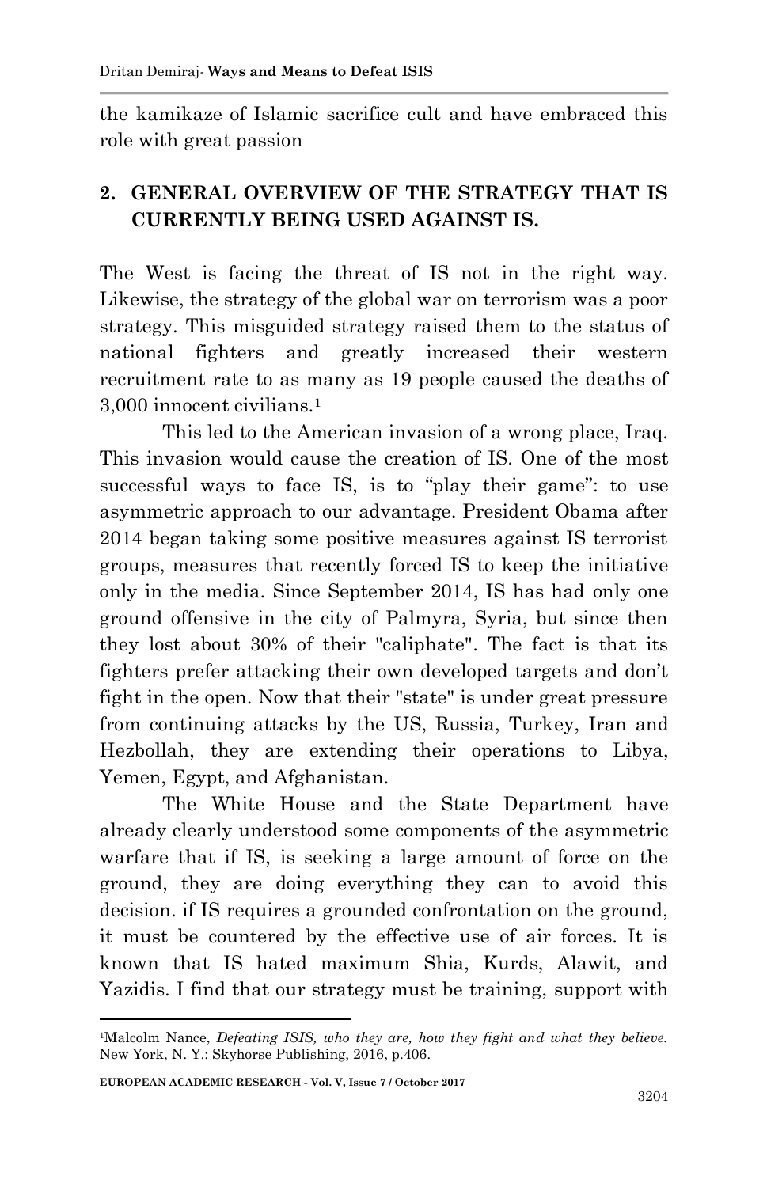the kamikaze of Islamic sacrifice cult and have embraced this role with great passion

## 2. GENERAL OVERVIEW OF THE STRATEGY THAT IS CURRENTLY BEING USED AGAINST IS.

The West is facing the threat of IS not in the right way. Likewise, the strategy of the global war on terrorism was a poor strategy. This misguided strategy raised them to the status of national fighters and greatly increased their western recruitment rate to as many as 19 people caused the deaths of 3,000 innocent civilians.[1]

This led to the American invasion of a wrong place, Iraq. This invasion would cause the creation of IS. One of the most successful ways to face IS, is to "play their game": to use asymmetric approach to our advantage. President Obama after 2014 began taking some positive measures against IS terrorist groups, measures that recently forced IS to keep the initiative only in the media. Since September 2014, IS has had only one ground offensive in the city of Palmyra, Syria, but since then they lost about 30% of their "caliphate". The fact is that its fighters prefer attacking their own developed targets and don't fight in the open. Now that their "state" is under great pressure from continuing attacks by the US, Russia, Turkey, Iran and Hezbollah, they are extending their operations to Libya, Yemen, Egypt, and Afghanistan.

The White House and the State Department have already clearly understood some components of the asymmetric warfare that if IS, is seeking a large amount of force on the ground, they are doing everything they can to avoid this decision. if IS requires a grounded confrontation on the ground, it must be countered by the effective use of air forces. It is known that IS hated maximum Shia, Kurds, Alawit, and Yazidis. I find that our strategy must be training, support with

---

[1]Malcolm Nance, *Defeating ISIS, who they are, how they fight and what they believe.* New York, N. Y.: Skyhorse Publishing, 2016, p.406.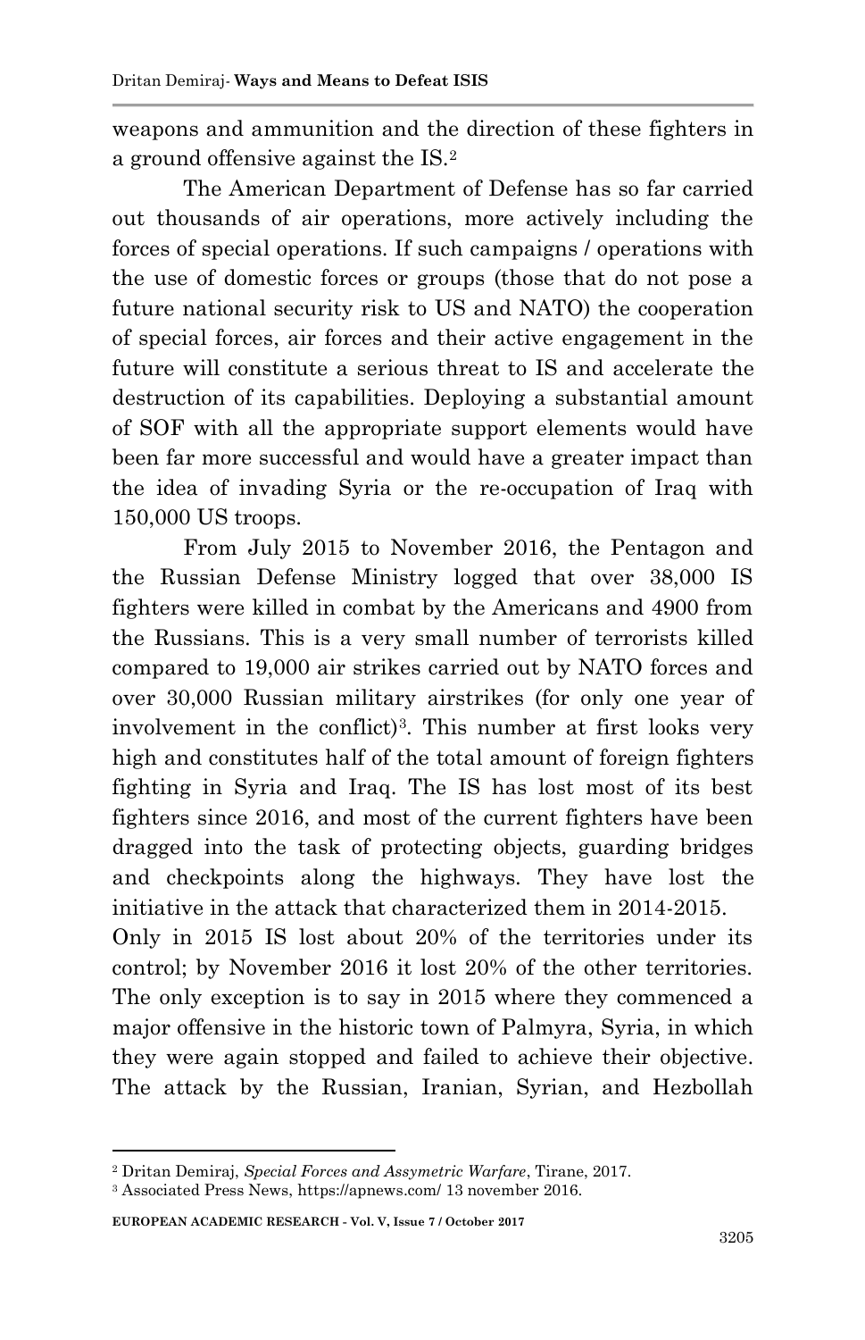weapons and ammunition and the direction of these fighters in a ground offensive against the IS.[2]

The American Department of Defense has so far carried out thousands of air operations, more actively including the forces of special operations. If such campaigns / operations with the use of domestic forces or groups (those that do not pose a future national security risk to US and NATO) the cooperation of special forces, air forces and their active engagement in the future will constitute a serious threat to IS and accelerate the destruction of its capabilities. Deploying a substantial amount of SOF with all the appropriate support elements would have been far more successful and would have a greater impact than the idea of invading Syria or the re-occupation of Iraq with 150,000 US troops.

From July 2015 to November 2016, the Pentagon and the Russian Defense Ministry logged that over 38,000 IS fighters were killed in combat by the Americans and 4900 from the Russians. This is a very small number of terrorists killed compared to 19,000 air strikes carried out by NATO forces and over 30,000 Russian military airstrikes (for only one year of involvement in the conflict)[3]. This number at first looks very high and constitutes half of the total amount of foreign fighters fighting in Syria and Iraq. The IS has lost most of its best fighters since 2016, and most of the current fighters have been dragged into the task of protecting objects, guarding bridges and checkpoints along the highways. They have lost the initiative in the attack that characterized them in 2014-2015.

Only in 2015 IS lost about 20% of the territories under its control; by November 2016 it lost 20% of the other territories. The only exception is to say in 2015 where they commenced a major offensive in the historic town of Palmyra, Syria, in which they were again stopped and failed to achieve their objective. The attack by the Russian, Iranian, Syrian, and Hezbollah

---

[2] Dritan Demiraj, *Special Forces and Assymetric Warfare*, Tirane, 2017.

[3] Associated Press News, https://apnews.com/ 13 november 2016.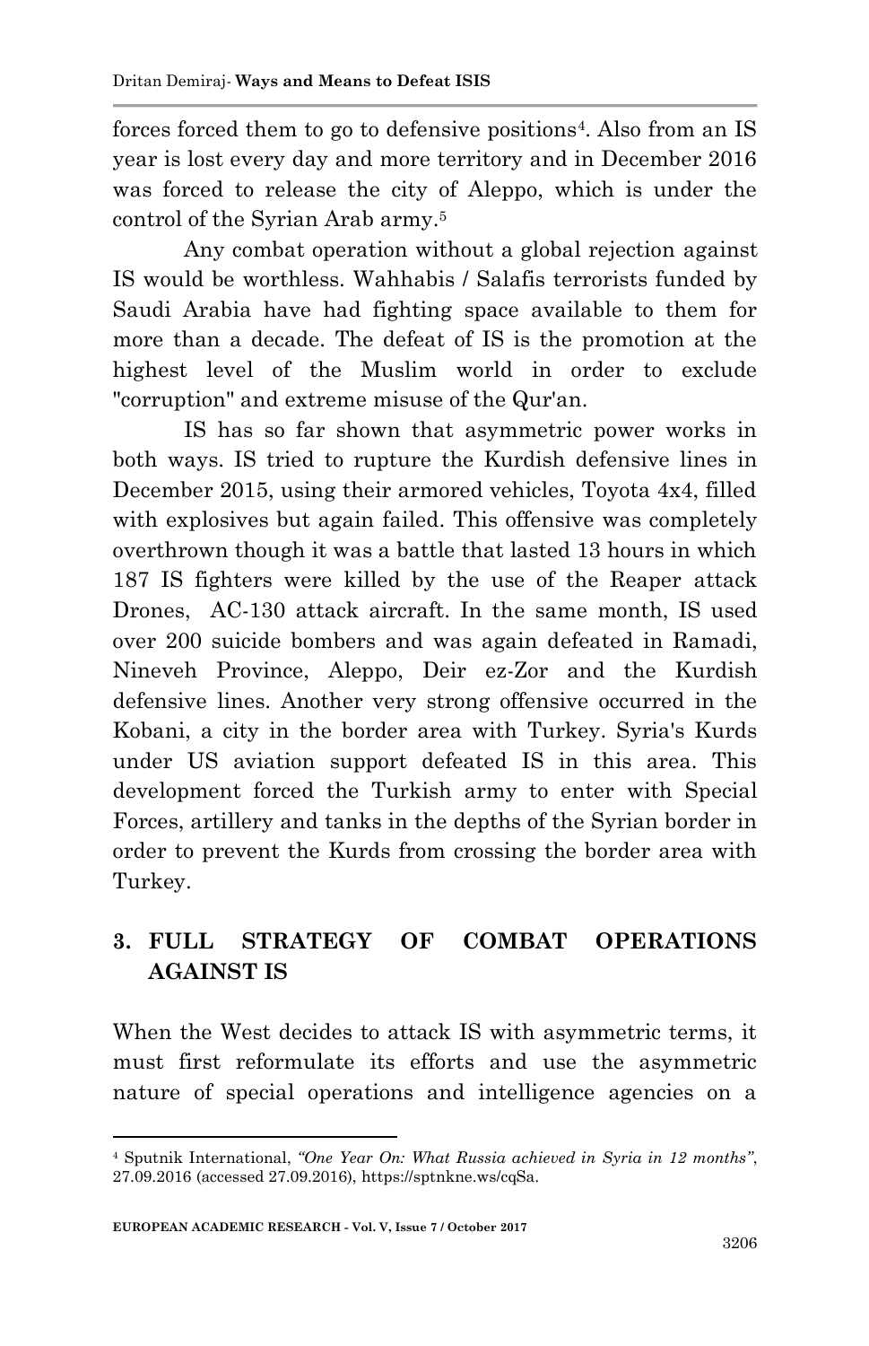forces forced them to go to defensive positions[4]. Also from an IS year is lost every day and more territory and in December 2016 was forced to release the city of Aleppo, which is under the control of the Syrian Arab army.[5]

Any combat operation without a global rejection against IS would be worthless. Wahhabis / Salafis terrorists funded by Saudi Arabia have had fighting space available to them for more than a decade. The defeat of IS is the promotion at the highest level of the Muslim world in order to exclude "corruption" and extreme misuse of the Qur'an.

IS has so far shown that asymmetric power works in both ways. IS tried to rupture the Kurdish defensive lines in December 2015, using their armored vehicles, Toyota 4x4, filled with explosives but again failed. This offensive was completely overthrown though it was a battle that lasted 13 hours in which 187 IS fighters were killed by the use of the Reaper attack Drones, AC-130 attack aircraft. In the same month, IS used over 200 suicide bombers and was again defeated in Ramadi, Nineveh Province, Aleppo, Deir ez-Zor and the Kurdish defensive lines. Another very strong offensive occurred in the Kobani, a city in the border area with Turkey. Syria's Kurds under US aviation support defeated IS in this area. This development forced the Turkish army to enter with Special Forces, artillery and tanks in the depths of the Syrian border in order to prevent the Kurds from crossing the border area with Turkey.

## 3. FULL STRATEGY OF COMBAT OPERATIONS AGAINST IS

When the West decides to attack IS with asymmetric terms, it must first reformulate its efforts and use the asymmetric nature of special operations and intelligence agencies on a

---

[4] Sputnik International, *"One Year On: What Russia achieved in Syria in 12 months"*, 27.09.2016 (accessed 27.09.2016), https://sptnkne.ws/cqSa.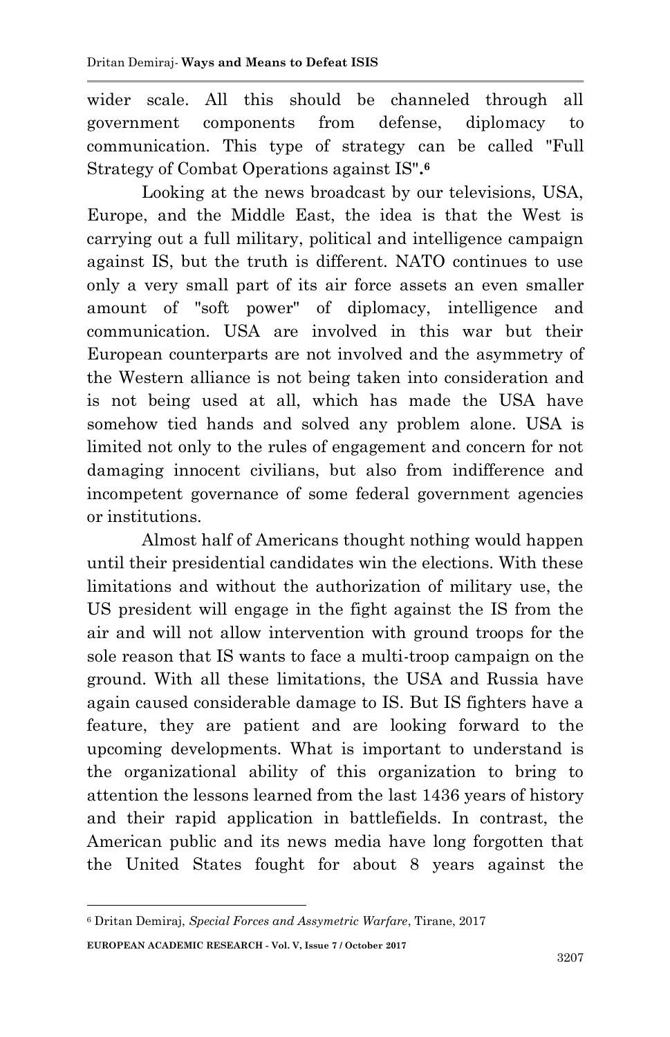wider scale. All this should be channeled through all government components from defense, diplomacy to communication. This type of strategy can be called "Full Strategy of Combat Operations against IS".[6]

Looking at the news broadcast by our televisions, USA, Europe, and the Middle East, the idea is that the West is carrying out a full military, political and intelligence campaign against IS, but the truth is different. NATO continues to use only a very small part of its air force assets an even smaller amount of "soft power" of diplomacy, intelligence and communication. USA are involved in this war but their European counterparts are not involved and the asymmetry of the Western alliance is not being taken into consideration and is not being used at all, which has made the USA have somehow tied hands and solved any problem alone. USA is limited not only to the rules of engagement and concern for not damaging innocent civilians, but also from indifference and incompetent governance of some federal government agencies or institutions.

Almost half of Americans thought nothing would happen until their presidential candidates win the elections. With these limitations and without the authorization of military use, the US president will engage in the fight against the IS from the air and will not allow intervention with ground troops for the sole reason that IS wants to face a multi-troop campaign on the ground. With all these limitations, the USA and Russia have again caused considerable damage to IS. But IS fighters have a feature, they are patient and are looking forward to the upcoming developments. What is important to understand is the organizational ability of this organization to bring to attention the lessons learned from the last 1436 years of history and their rapid application in battlefields. In contrast, the American public and its news media have long forgotten that the United States fought for about 8 years against the

---

[6] Dritan Demiraj, *Special Forces and Assymetric Warfare*, Tirane, 2017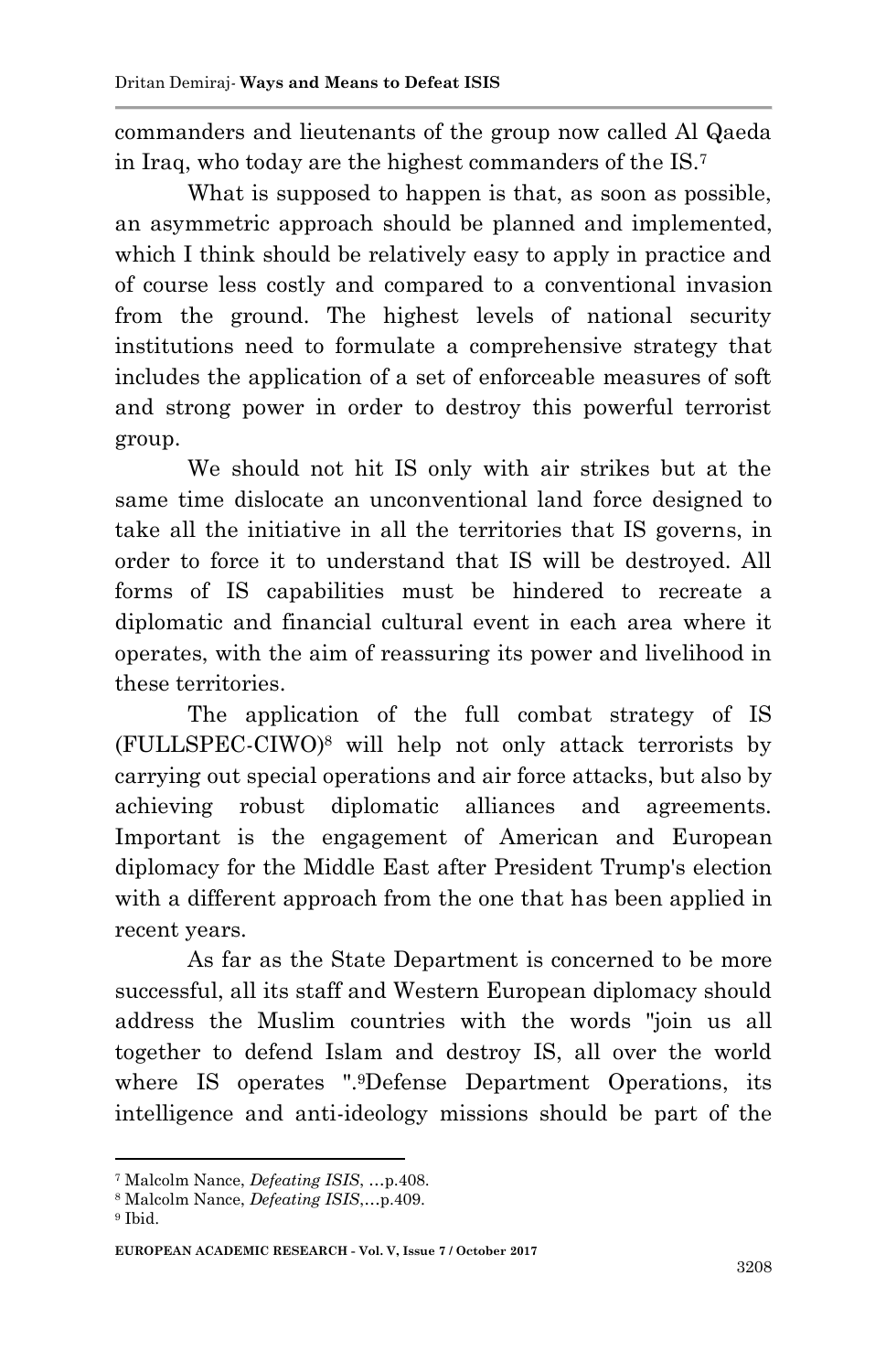commanders and lieutenants of the group now called Al Qaeda in Iraq, who today are the highest commanders of the IS.[7]

What is supposed to happen is that, as soon as possible, an asymmetric approach should be planned and implemented, which I think should be relatively easy to apply in practice and of course less costly and compared to a conventional invasion from the ground. The highest levels of national security institutions need to formulate a comprehensive strategy that includes the application of a set of enforceable measures of soft and strong power in order to destroy this powerful terrorist group.

We should not hit IS only with air strikes but at the same time dislocate an unconventional land force designed to take all the initiative in all the territories that IS governs, in order to force it to understand that IS will be destroyed. All forms of IS capabilities must be hindered to recreate a diplomatic and financial cultural event in each area where it operates, with the aim of reassuring its power and livelihood in these territories.

The application of the full combat strategy of IS (FULLSPEC-CIWO)[8] will help not only attack terrorists by carrying out special operations and air force attacks, but also by achieving robust diplomatic alliances and agreements. Important is the engagement of American and European diplomacy for the Middle East after President Trump's election with a different approach from the one that has been applied in recent years.

As far as the State Department is concerned to be more successful, all its staff and Western European diplomacy should address the Muslim countries with the words "join us all together to defend Islam and destroy IS, all over the world where IS operates ".[9]Defense Department Operations, its intelligence and anti-ideology missions should be part of the

---

[7] Malcolm Nance, *Defeating ISIS*, …p.408.

[8] Malcolm Nance, *Defeating ISIS*,…p.409.

[9] Ibid.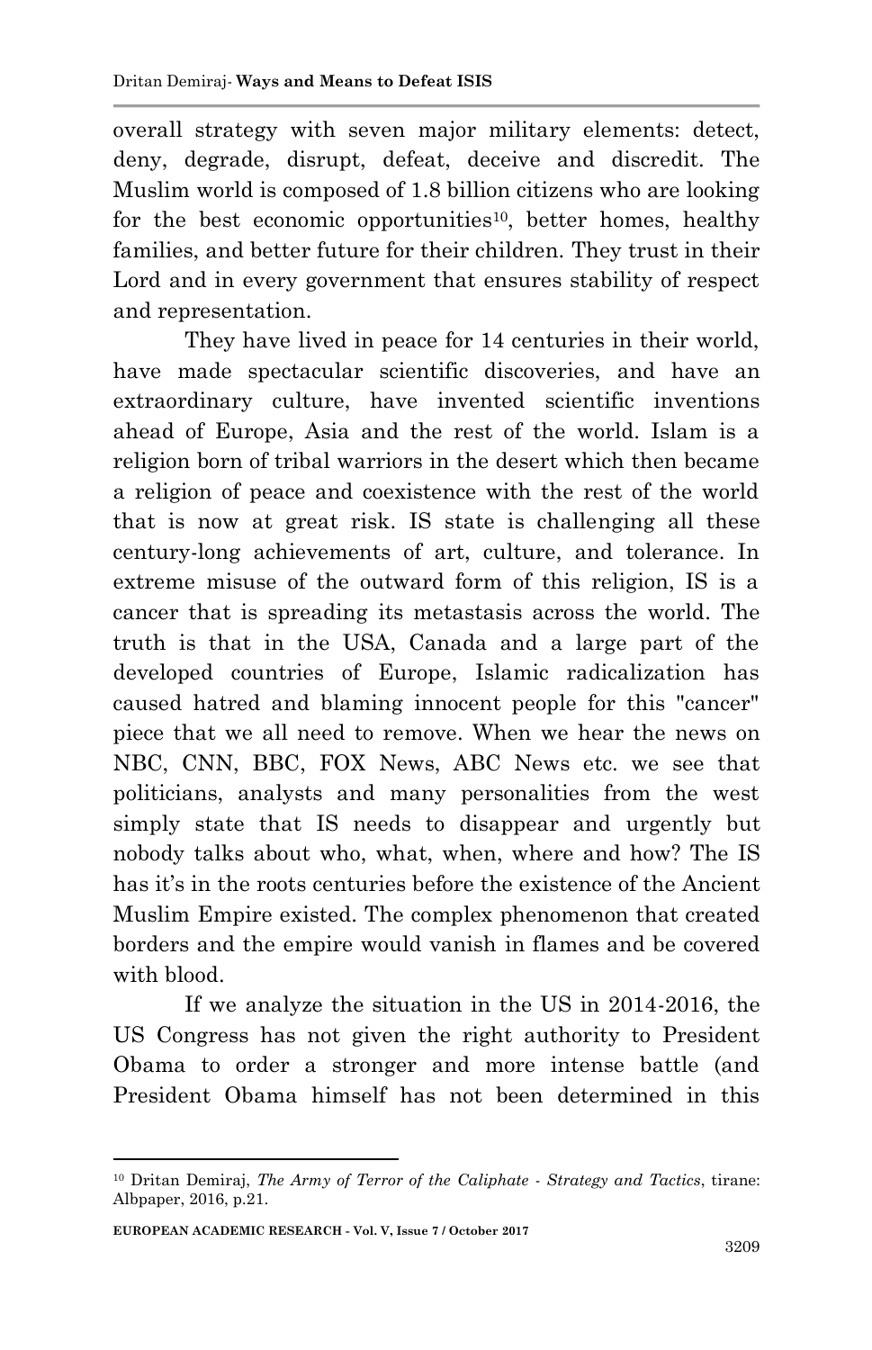overall strategy with seven major military elements: detect, deny, degrade, disrupt, defeat, deceive and discredit. The Muslim world is composed of 1.8 billion citizens who are looking for the best economic opportunities[10], better homes, healthy families, and better future for their children. They trust in their Lord and in every government that ensures stability of respect and representation.

They have lived in peace for 14 centuries in their world, have made spectacular scientific discoveries, and have an extraordinary culture, have invented scientific inventions ahead of Europe, Asia and the rest of the world. Islam is a religion born of tribal warriors in the desert which then became a religion of peace and coexistence with the rest of the world that is now at great risk. IS state is challenging all these century-long achievements of art, culture, and tolerance. In extreme misuse of the outward form of this religion, IS is a cancer that is spreading its metastasis across the world. The truth is that in the USA, Canada and a large part of the developed countries of Europe, Islamic radicalization has caused hatred and blaming innocent people for this "cancer" piece that we all need to remove. When we hear the news on NBC, CNN, BBC, FOX News, ABC News etc. we see that politicians, analysts and many personalities from the west simply state that IS needs to disappear and urgently but nobody talks about who, what, when, where and how? The IS has it's in the roots centuries before the existence of the Ancient Muslim Empire existed. The complex phenomenon that created borders and the empire would vanish in flames and be covered with blood.

If we analyze the situation in the US in 2014-2016, the US Congress has not given the right authority to President Obama to order a stronger and more intense battle (and President Obama himself has not been determined in this

---

[10] Dritan Demiraj, *The Army of Terror of the Caliphate - Strategy and Tactics*, tirane: Albpaper, 2016, p.21.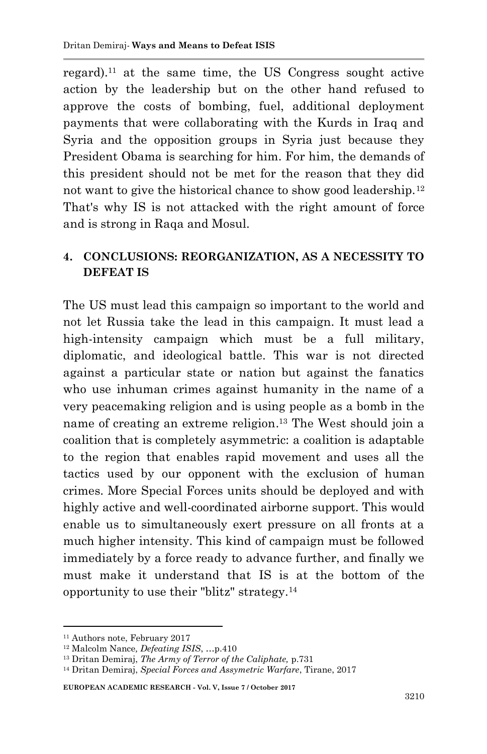regard).[11] at the same time, the US Congress sought active action by the leadership but on the other hand refused to approve the costs of bombing, fuel, additional deployment payments that were collaborating with the Kurds in Iraq and Syria and the opposition groups in Syria just because they President Obama is searching for him. For him, the demands of this president should not be met for the reason that they did not want to give the historical chance to show good leadership.[12] That's why IS is not attacked with the right amount of force and is strong in Raqa and Mosul.

## 4. CONCLUSIONS: REORGANIZATION, AS A NECESSITY TO DEFEAT IS

The US must lead this campaign so important to the world and not let Russia take the lead in this campaign. It must lead a high-intensity campaign which must be a full military, diplomatic, and ideological battle. This war is not directed against a particular state or nation but against the fanatics who use inhuman crimes against humanity in the name of a very peacemaking religion and is using people as a bomb in the name of creating an extreme religion.[13] The West should join a coalition that is completely asymmetric: a coalition is adaptable to the region that enables rapid movement and uses all the tactics used by our opponent with the exclusion of human crimes. More Special Forces units should be deployed and with highly active and well-coordinated airborne support. This would enable us to simultaneously exert pressure on all fronts at a much higher intensity. This kind of campaign must be followed immediately by a force ready to advance further, and finally we must make it understand that IS is at the bottom of the opportunity to use their "blitz" strategy.[14]

---

[11] Authors note, February 2017

[12] Malcolm Nance, *Defeating ISIS*, …p.410

[13] Dritan Demiraj, *The Army of Terror of the Caliphate,* p.731

[14] Dritan Demiraj, *Special Forces and Assymetric Warfare*, Tirane, 2017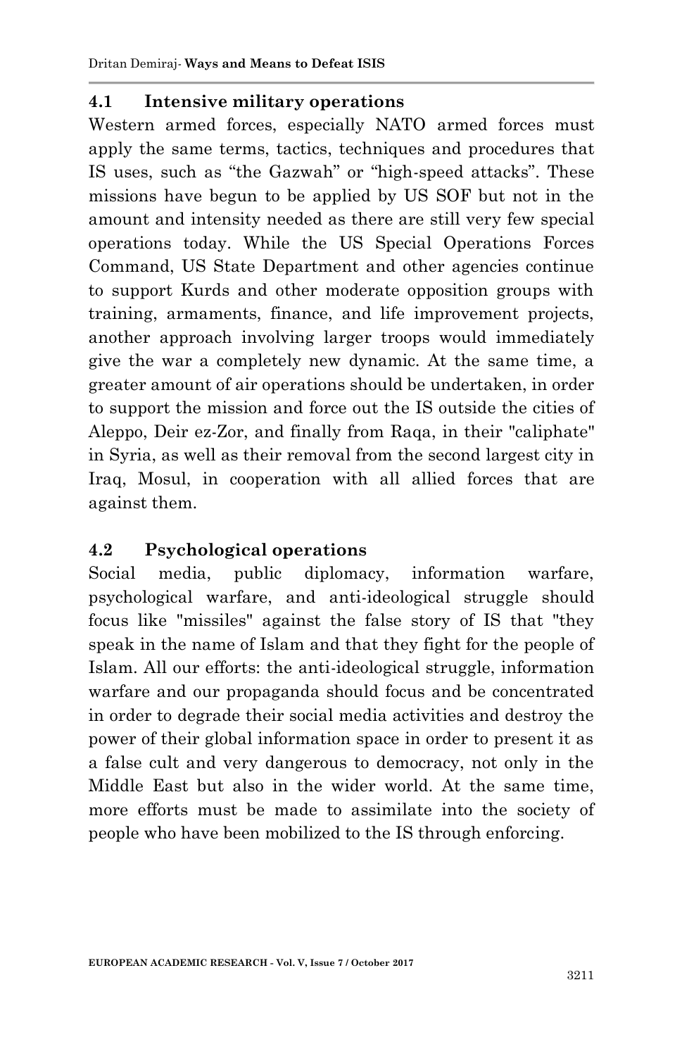### 4.1 Intensive military operations

Western armed forces, especially NATO armed forces must apply the same terms, tactics, techniques and procedures that IS uses, such as "the Gazwah" or "high-speed attacks". These missions have begun to be applied by US SOF but not in the amount and intensity needed as there are still very few special operations today. While the US Special Operations Forces Command, US State Department and other agencies continue to support Kurds and other moderate opposition groups with training, armaments, finance, and life improvement projects, another approach involving larger troops would immediately give the war a completely new dynamic. At the same time, a greater amount of air operations should be undertaken, in order to support the mission and force out the IS outside the cities of Aleppo, Deir ez-Zor, and finally from Raqa, in their "caliphate" in Syria, as well as their removal from the second largest city in Iraq, Mosul, in cooperation with all allied forces that are against them.

### 4.2 Psychological operations

Social media, public diplomacy, information warfare, psychological warfare, and anti-ideological struggle should focus like "missiles" against the false story of IS that "they speak in the name of Islam and that they fight for the people of Islam. All our efforts: the anti-ideological struggle, information warfare and our propaganda should focus and be concentrated in order to degrade their social media activities and destroy the power of their global information space in order to present it as a false cult and very dangerous to democracy, not only in the Middle East but also in the wider world. At the same time, more efforts must be made to assimilate into the society of people who have been mobilized to the IS through enforcing.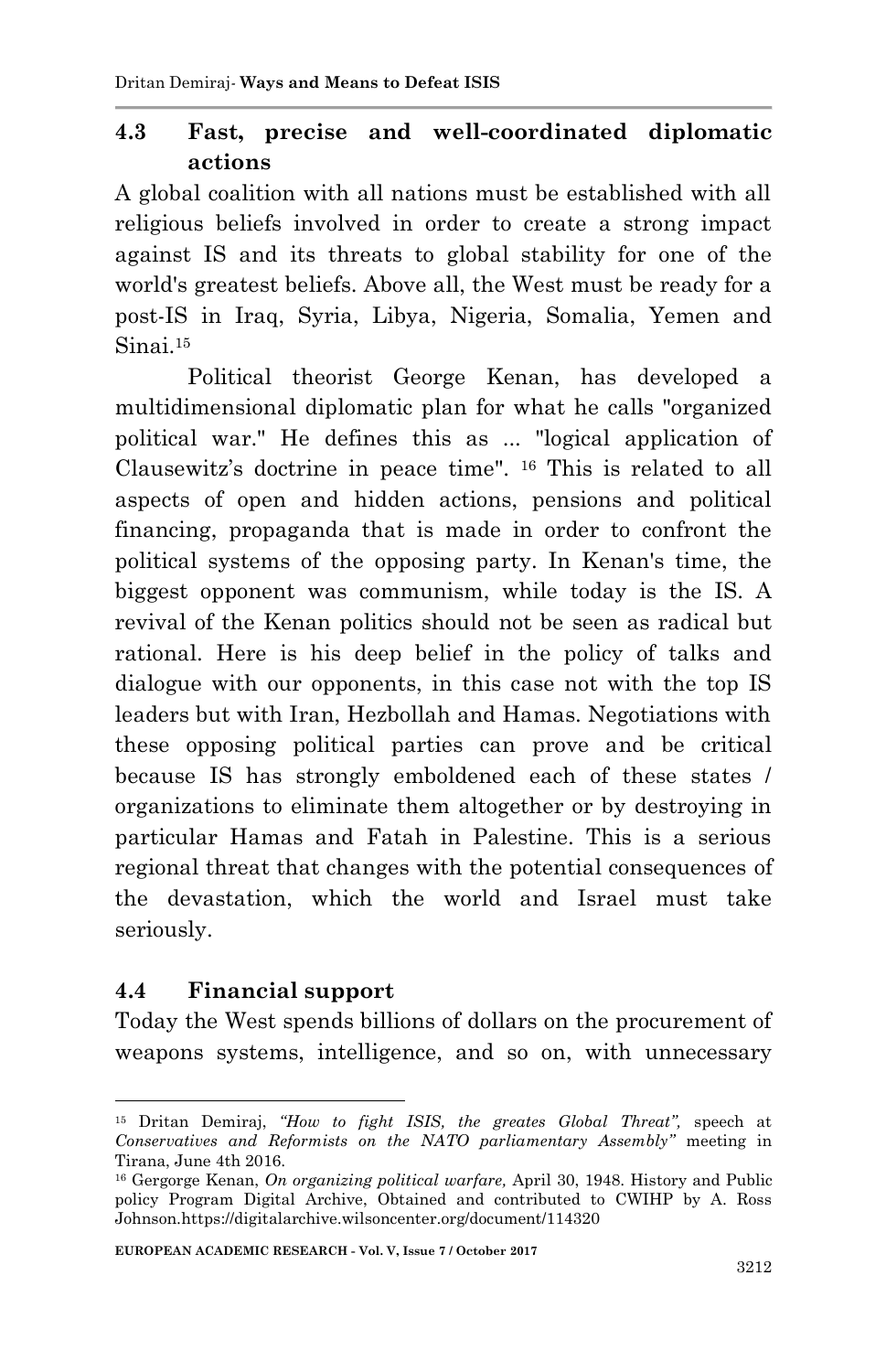### 4.3 Fast, precise and well-coordinated diplomatic actions

A global coalition with all nations must be established with all religious beliefs involved in order to create a strong impact against IS and its threats to global stability for one of the world's greatest beliefs. Above all, the West must be ready for a post-IS in Iraq, Syria, Libya, Nigeria, Somalia, Yemen and Sinai.[15]

Political theorist George Kenan, has developed a multidimensional diplomatic plan for what he calls "organized political war." He defines this as ... "logical application of Clausewitz's doctrine in peace time". [16] This is related to all aspects of open and hidden actions, pensions and political financing, propaganda that is made in order to confront the political systems of the opposing party. In Kenan's time, the biggest opponent was communism, while today is the IS. A revival of the Kenan politics should not be seen as radical but rational. Here is his deep belief in the policy of talks and dialogue with our opponents, in this case not with the top IS leaders but with Iran, Hezbollah and Hamas. Negotiations with these opposing political parties can prove and be critical because IS has strongly emboldened each of these states / organizations to eliminate them altogether or by destroying in particular Hamas and Fatah in Palestine. This is a serious regional threat that changes with the potential consequences of the devastation, which the world and Israel must take seriously.

### 4.4 Financial support

Today the West spends billions of dollars on the procurement of weapons systems, intelligence, and so on, with unnecessary

---

[15] Dritan Demiraj, *"How to fight ISIS, the greates Global Threat",* speech at *Conservatives and Reformists on the NATO parliamentary Assembly"* meeting in Tirana, June 4th 2016.

[16] Gergorge Kenan, *On organizing political warfare,* April 30, 1948. History and Public policy Program Digital Archive, Obtained and contributed to CWIHP by A. Ross Johnson.https://digitalarchive.wilsoncenter.org/document/114320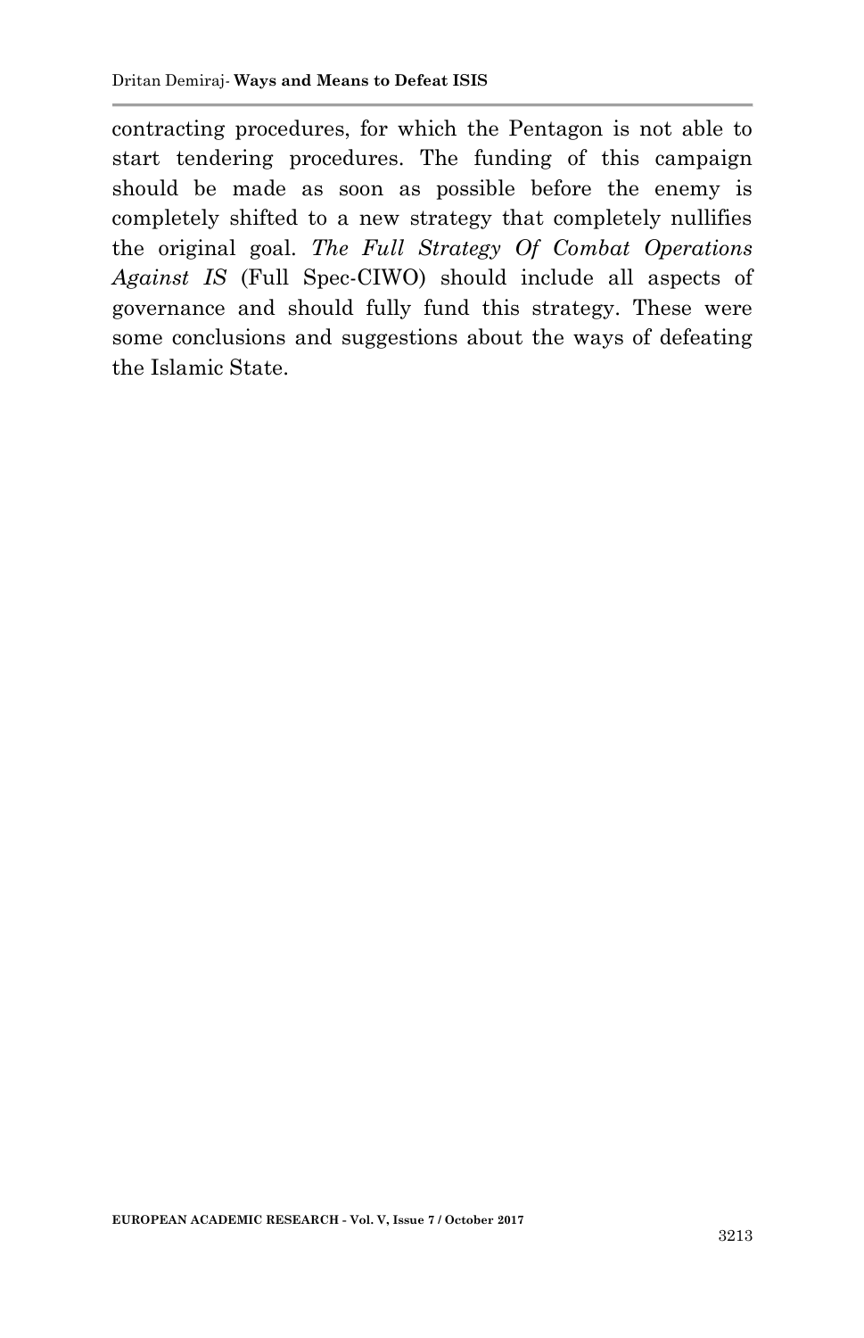contracting procedures, for which the Pentagon is not able to start tendering procedures. The funding of this campaign should be made as soon as possible before the enemy is completely shifted to a new strategy that completely nullifies the original goal. *The Full Strategy Of Combat Operations Against IS* (Full Spec-CIWO) should include all aspects of governance and should fully fund this strategy. These were some conclusions and suggestions about the ways of defeating the Islamic State.